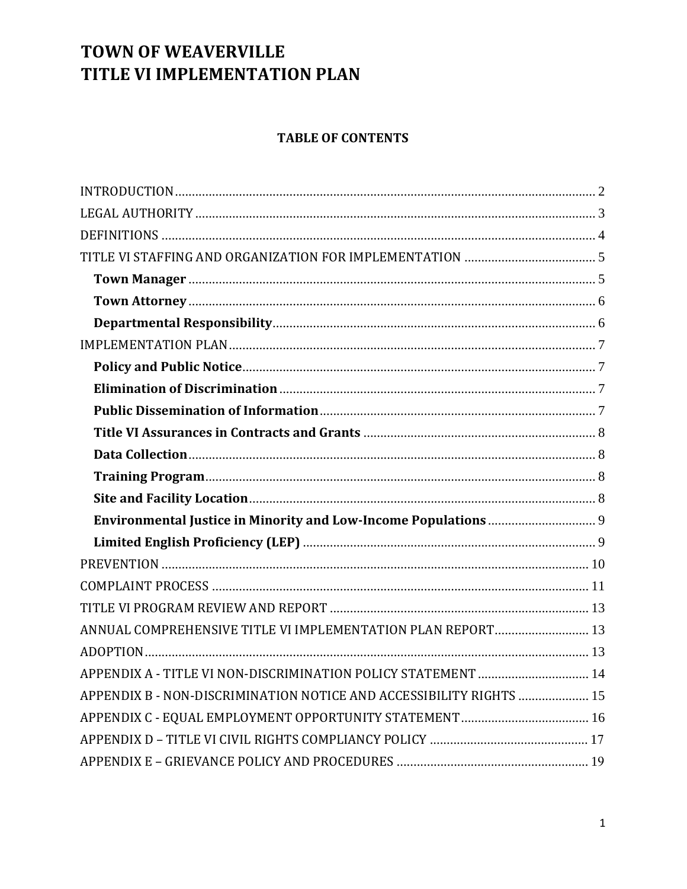# TOWN OF WEAVERVILLE
# TITLE VI IMPLEMENTATION PLAN

## TABLE OF CONTENTS

INTRODUCTION ........................................................................ 2
LEGAL AUTHORITY ........................................................................ 3
DEFINITIONS ........................................................................ 4
TITLE VI STAFFING AND ORGANIZATION FOR IMPLEMENTATION ........................................................................ 5
- **Town Manager** ........................................................................ 5
- **Town Attorney** ........................................................................ 6
- **Departmental Responsibility** ........................................................................ 6

IMPLEMENTATION PLAN ........................................................................ 7
- **Policy and Public Notice** ........................................................................ 7
- **Elimination of Discrimination** ........................................................................ 7
- **Public Dissemination of Information** ........................................................................ 7
- **Title VI Assurances in Contracts and Grants** ........................................................................ 8
- **Data Collection** ........................................................................ 8
- **Training Program** ........................................................................ 8
- **Site and Facility Location** ........................................................................ 8
- **Environmental Justice in Minority and Low-Income Populations** ........................................................................ 9
- **Limited English Proficiency (LEP)** ........................................................................ 9

PREVENTION ........................................................................ 10
COMPLAINT PROCESS ........................................................................ 11
TITLE VI PROGRAM REVIEW AND REPORT ........................................................................ 13
ANNUAL COMPREHENSIVE TITLE VI IMPLEMENTATION PLAN REPORT ........................................................................ 13
ADOPTION ........................................................................ 13
APPENDIX A - TITLE VI NON-DISCRIMINATION POLICY STATEMENT ........................................................................ 14
APPENDIX B - NON-DISCRIMINATION NOTICE AND ACCESSIBILITY RIGHTS ........................................................................ 15
APPENDIX C - EQUAL EMPLOYMENT OPPORTUNITY STATEMENT ........................................................................ 16
APPENDIX D – TITLE VI CIVIL RIGHTS COMPLIANCY POLICY ........................................................................ 17
APPENDIX E – GRIEVANCE POLICY AND PROCEDURES ........................................................................ 19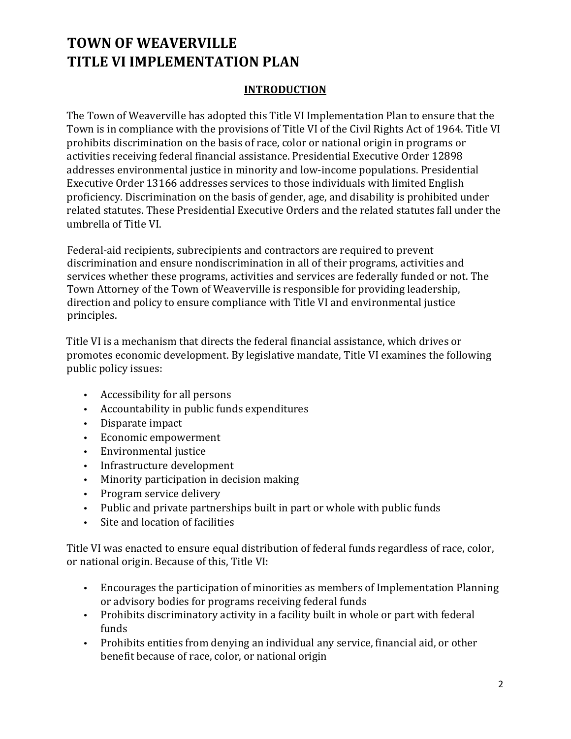# TOWN OF WEAVERVILLE
# TITLE VI IMPLEMENTATION PLAN

## INTRODUCTION

The Town of Weaverville has adopted this Title VI Implementation Plan to ensure that the Town is in compliance with the provisions of Title VI of the Civil Rights Act of 1964. Title VI prohibits discrimination on the basis of race, color or national origin in programs or activities receiving federal financial assistance. Presidential Executive Order 12898 addresses environmental justice in minority and low-income populations. Presidential Executive Order 13166 addresses services to those individuals with limited English proficiency. Discrimination on the basis of gender, age, and disability is prohibited under related statutes. These Presidential Executive Orders and the related statutes fall under the umbrella of Title VI.

Federal-aid recipients, subrecipients and contractors are required to prevent discrimination and ensure nondiscrimination in all of their programs, activities and services whether these programs, activities and services are federally funded or not. The Town Attorney of the Town of Weaverville is responsible for providing leadership, direction and policy to ensure compliance with Title VI and environmental justice principles.

Title VI is a mechanism that directs the federal financial assistance, which drives or promotes economic development. By legislative mandate, Title VI examines the following public policy issues:

- Accessibility for all persons
- Accountability in public funds expenditures
- Disparate impact
- Economic empowerment
- Environmental justice
- Infrastructure development
- Minority participation in decision making
- Program service delivery
- Public and private partnerships built in part or whole with public funds
- Site and location of facilities

Title VI was enacted to ensure equal distribution of federal funds regardless of race, color, or national origin. Because of this, Title VI:

- Encourages the participation of minorities as members of Implementation Planning or advisory bodies for programs receiving federal funds
- Prohibits discriminatory activity in a facility built in whole or part with federal funds
- Prohibits entities from denying an individual any service, financial aid, or other benefit because of race, color, or national origin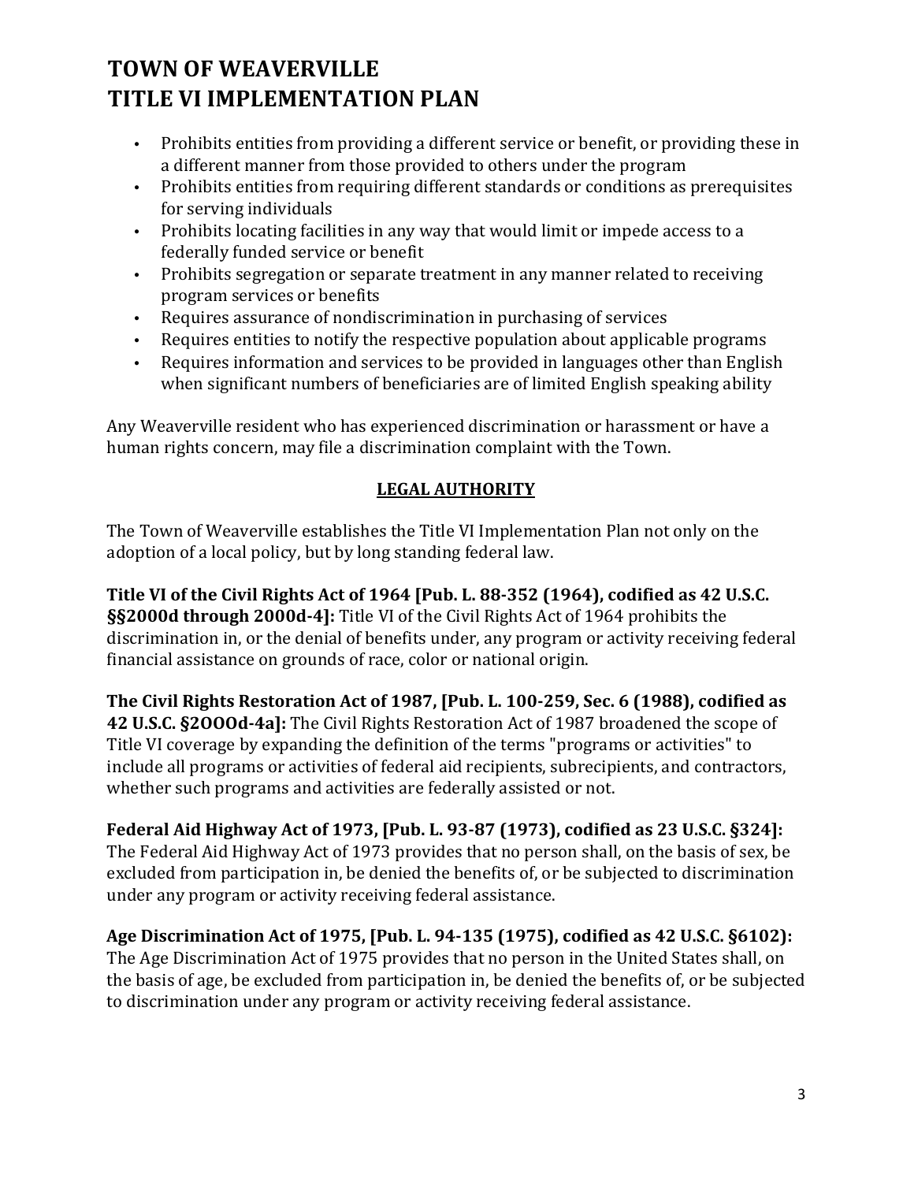- Prohibits entities from providing a different service or benefit, or providing these in a different manner from those provided to others under the program
- Prohibits entities from requiring different standards or conditions as prerequisites for serving individuals
- Prohibits locating facilities in any way that would limit or impede access to a federally funded service or benefit
- Prohibits segregation or separate treatment in any manner related to receiving program services or benefits
- Requires assurance of nondiscrimination in purchasing of services
- Requires entities to notify the respective population about applicable programs
- Requires information and services to be provided in languages other than English when significant numbers of beneficiaries are of limited English speaking ability

Any Weaverville resident who has experienced discrimination or harassment or have a human rights concern, may file a discrimination complaint with the Town.

## LEGAL AUTHORITY

The Town of Weaverville establishes the Title VI Implementation Plan not only on the adoption of a local policy, but by long standing federal law.

**Title VI of the Civil Rights Act of 1964 [Pub. L. 88-352 (1964), codified as 42 U.S.C. §§2000d through 2000d-4]:** Title VI of the Civil Rights Act of 1964 prohibits the discrimination in, or the denial of benefits under, any program or activity receiving federal financial assistance on grounds of race, color or national origin.

**The Civil Rights Restoration Act of 1987, [Pub. L. 100-259, Sec. 6 (1988), codified as 42 U.S.C. §2OOOd-4a]:** The Civil Rights Restoration Act of 1987 broadened the scope of Title VI coverage by expanding the definition of the terms "programs or activities" to include all programs or activities of federal aid recipients, subrecipients, and contractors, whether such programs and activities are federally assisted or not.

**Federal Aid Highway Act of 1973, [Pub. L. 93-87 (1973), codified as 23 U.S.C. §324]:** The Federal Aid Highway Act of 1973 provides that no person shall, on the basis of sex, be excluded from participation in, be denied the benefits of, or be subjected to discrimination under any program or activity receiving federal assistance.

**Age Discrimination Act of 1975, [Pub. L. 94-135 (1975), codified as 42 U.S.C. §6102):** The Age Discrimination Act of 1975 provides that no person in the United States shall, on the basis of age, be excluded from participation in, be denied the benefits of, or be subjected to discrimination under any program or activity receiving federal assistance.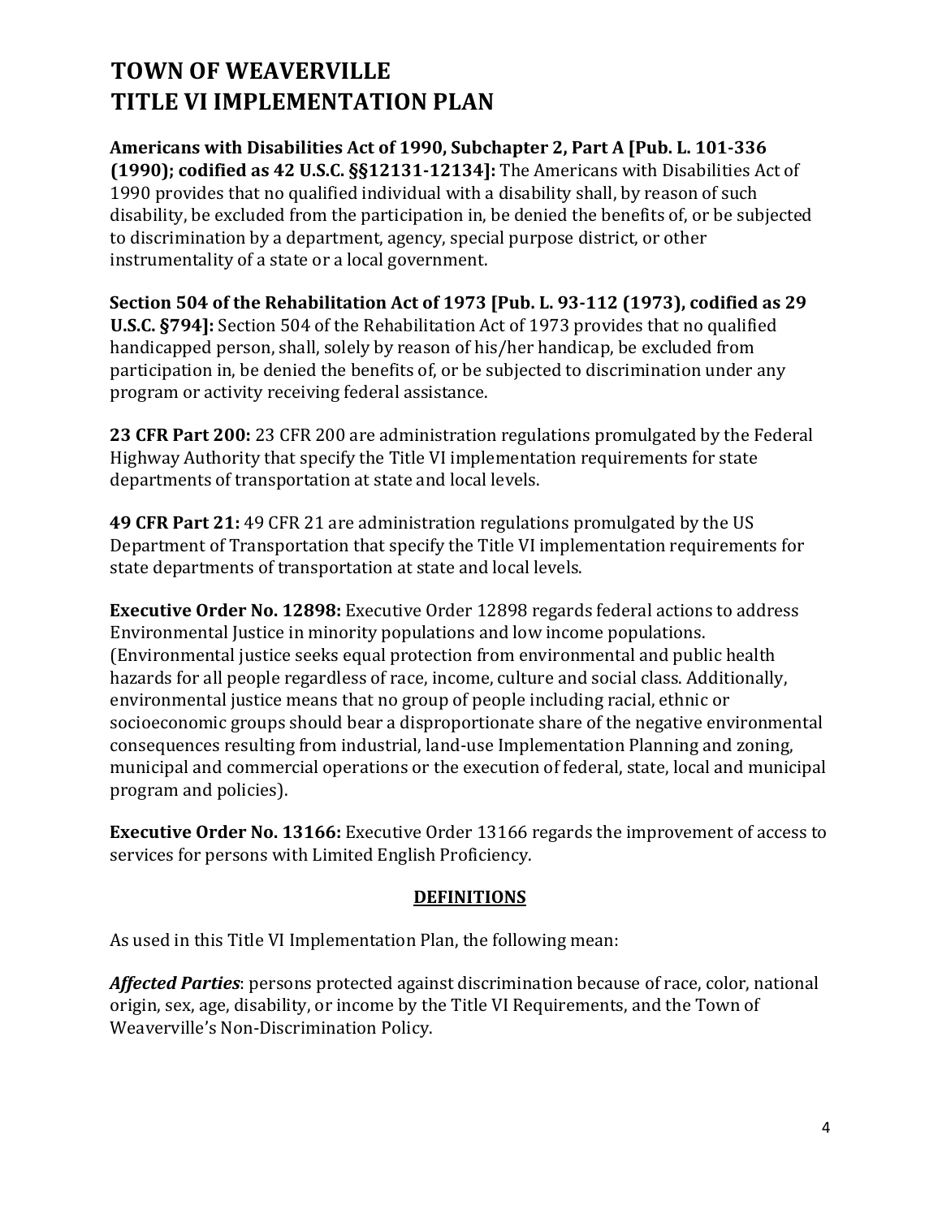# TOWN OF WEAVERVILLE
# TITLE VI IMPLEMENTATION PLAN

**Americans with Disabilities Act of 1990, Subchapter 2, Part A [Pub. L. 101-336 (1990); codified as 42 U.S.C. §§12131-12134]:** The Americans with Disabilities Act of 1990 provides that no qualified individual with a disability shall, by reason of such disability, be excluded from the participation in, be denied the benefits of, or be subjected to discrimination by a department, agency, special purpose district, or other instrumentality of a state or a local government.

**Section 504 of the Rehabilitation Act of 1973 [Pub. L. 93-112 (1973), codified as 29 U.S.C. §794]:** Section 504 of the Rehabilitation Act of 1973 provides that no qualified handicapped person, shall, solely by reason of his/her handicap, be excluded from participation in, be denied the benefits of, or be subjected to discrimination under any program or activity receiving federal assistance.

**23 CFR Part 200:** 23 CFR 200 are administration regulations promulgated by the Federal Highway Authority that specify the Title VI implementation requirements for state departments of transportation at state and local levels.

**49 CFR Part 21:** 49 CFR 21 are administration regulations promulgated by the US Department of Transportation that specify the Title VI implementation requirements for state departments of transportation at state and local levels.

**Executive Order No. 12898:** Executive Order 12898 regards federal actions to address Environmental Justice in minority populations and low income populations. (Environmental justice seeks equal protection from environmental and public health hazards for all people regardless of race, income, culture and social class. Additionally, environmental justice means that no group of people including racial, ethnic or socioeconomic groups should bear a disproportionate share of the negative environmental consequences resulting from industrial, land-use Implementation Planning and zoning, municipal and commercial operations or the execution of federal, state, local and municipal program and policies).

**Executive Order No. 13166:** Executive Order 13166 regards the improvement of access to services for persons with Limited English Proficiency.

## DEFINITIONS

As used in this Title VI Implementation Plan, the following mean:

***Affected Parties***: persons protected against discrimination because of race, color, national origin, sex, age, disability, or income by the Title VI Requirements, and the Town of Weaverville's Non-Discrimination Policy.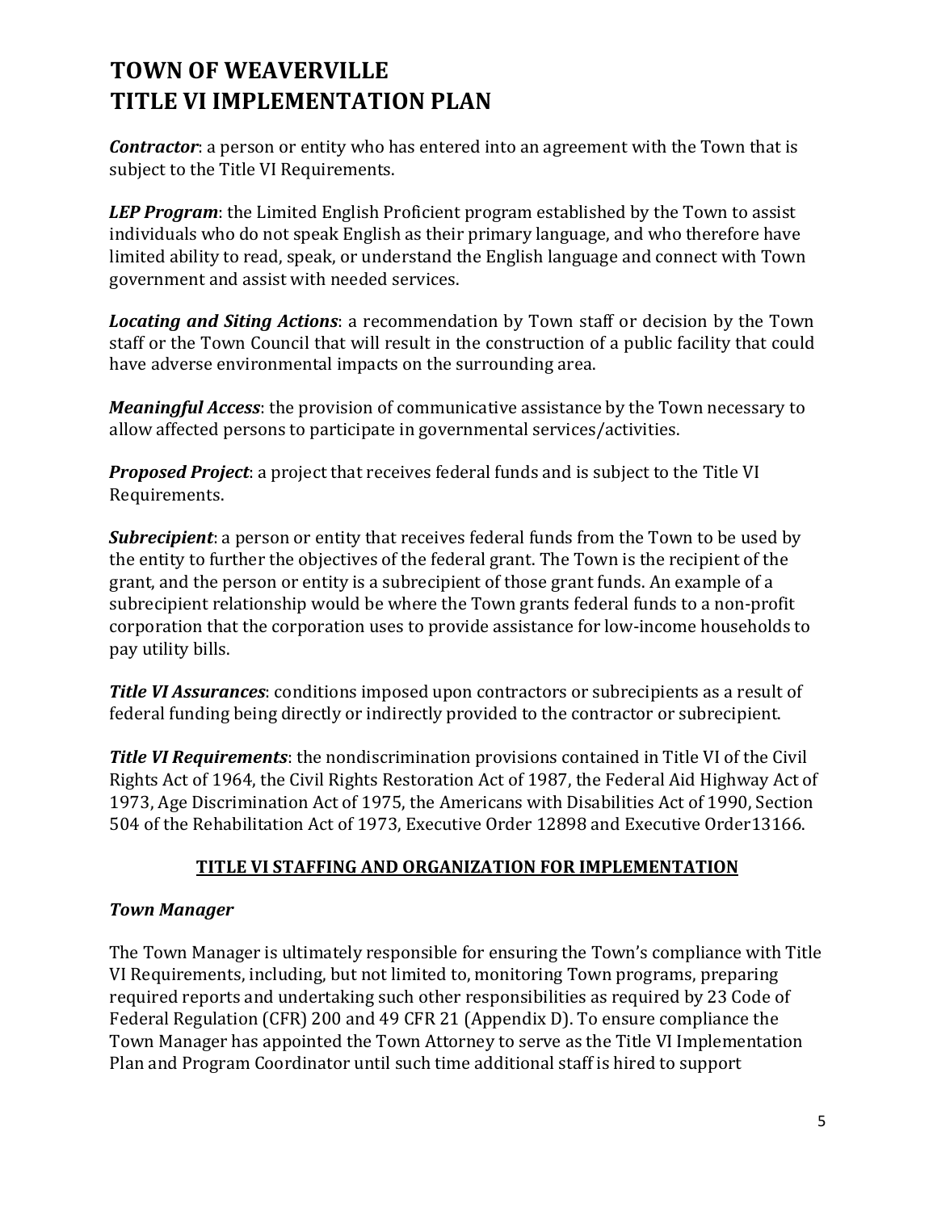# TOWN OF WEAVERVILLE
# TITLE VI IMPLEMENTATION PLAN

***Contractor***: a person or entity who has entered into an agreement with the Town that is subject to the Title VI Requirements.

***LEP Program***: the Limited English Proficient program established by the Town to assist individuals who do not speak English as their primary language, and who therefore have limited ability to read, speak, or understand the English language and connect with Town government and assist with needed services.

***Locating and Siting Actions***: a recommendation by Town staff or decision by the Town staff or the Town Council that will result in the construction of a public facility that could have adverse environmental impacts on the surrounding area.

***Meaningful Access***: the provision of communicative assistance by the Town necessary to allow affected persons to participate in governmental services/activities.

***Proposed Project***: a project that receives federal funds and is subject to the Title VI Requirements.

***Subrecipient***: a person or entity that receives federal funds from the Town to be used by the entity to further the objectives of the federal grant. The Town is the recipient of the grant, and the person or entity is a subrecipient of those grant funds. An example of a subrecipient relationship would be where the Town grants federal funds to a non-profit corporation that the corporation uses to provide assistance for low-income households to pay utility bills.

***Title VI Assurances***: conditions imposed upon contractors or subrecipients as a result of federal funding being directly or indirectly provided to the contractor or subrecipient.

***Title VI Requirements***: the nondiscrimination provisions contained in Title VI of the Civil Rights Act of 1964, the Civil Rights Restoration Act of 1987, the Federal Aid Highway Act of 1973, Age Discrimination Act of 1975, the Americans with Disabilities Act of 1990, Section 504 of the Rehabilitation Act of 1973, Executive Order 12898 and Executive Order13166.

## TITLE VI STAFFING AND ORGANIZATION FOR IMPLEMENTATION

### *Town Manager*

The Town Manager is ultimately responsible for ensuring the Town's compliance with Title VI Requirements, including, but not limited to, monitoring Town programs, preparing required reports and undertaking such other responsibilities as required by 23 Code of Federal Regulation (CFR) 200 and 49 CFR 21 (Appendix D). To ensure compliance the Town Manager has appointed the Town Attorney to serve as the Title VI Implementation Plan and Program Coordinator until such time additional staff is hired to support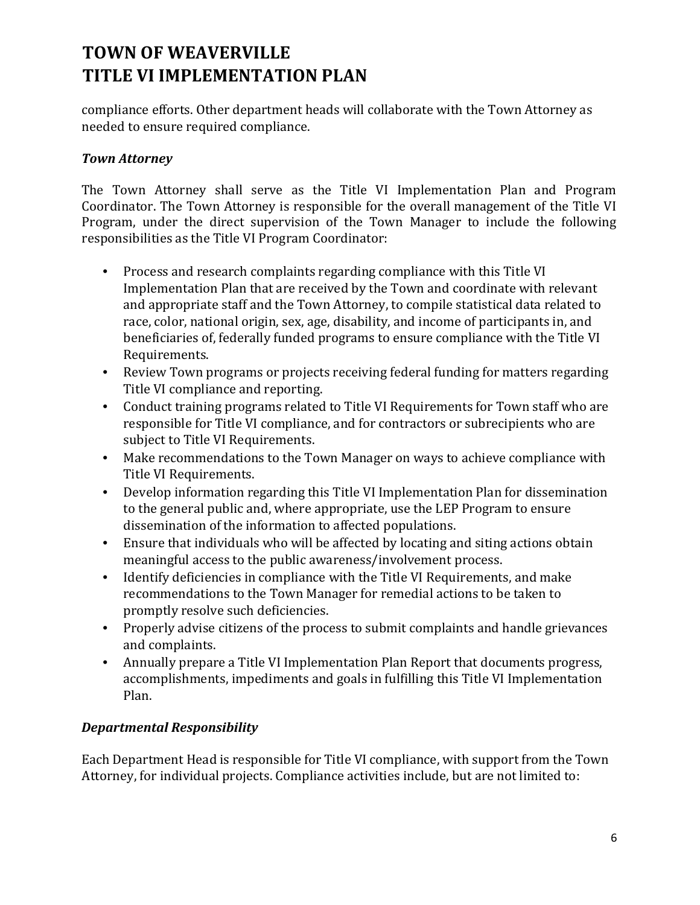compliance efforts. Other department heads will collaborate with the Town Attorney as needed to ensure required compliance.

### *Town Attorney*

The Town Attorney shall serve as the Title VI Implementation Plan and Program Coordinator. The Town Attorney is responsible for the overall management of the Title VI Program, under the direct supervision of the Town Manager to include the following responsibilities as the Title VI Program Coordinator:

- Process and research complaints regarding compliance with this Title VI Implementation Plan that are received by the Town and coordinate with relevant and appropriate staff and the Town Attorney, to compile statistical data related to race, color, national origin, sex, age, disability, and income of participants in, and beneficiaries of, federally funded programs to ensure compliance with the Title VI Requirements.
- Review Town programs or projects receiving federal funding for matters regarding Title VI compliance and reporting.
- Conduct training programs related to Title VI Requirements for Town staff who are responsible for Title VI compliance, and for contractors or subrecipients who are subject to Title VI Requirements.
- Make recommendations to the Town Manager on ways to achieve compliance with Title VI Requirements.
- Develop information regarding this Title VI Implementation Plan for dissemination to the general public and, where appropriate, use the LEP Program to ensure dissemination of the information to affected populations.
- Ensure that individuals who will be affected by locating and siting actions obtain meaningful access to the public awareness/involvement process.
- Identify deficiencies in compliance with the Title VI Requirements, and make recommendations to the Town Manager for remedial actions to be taken to promptly resolve such deficiencies.
- Properly advise citizens of the process to submit complaints and handle grievances and complaints.
- Annually prepare a Title VI Implementation Plan Report that documents progress, accomplishments, impediments and goals in fulfilling this Title VI Implementation Plan.

### *Departmental Responsibility*

Each Department Head is responsible for Title VI compliance, with support from the Town Attorney, for individual projects. Compliance activities include, but are not limited to: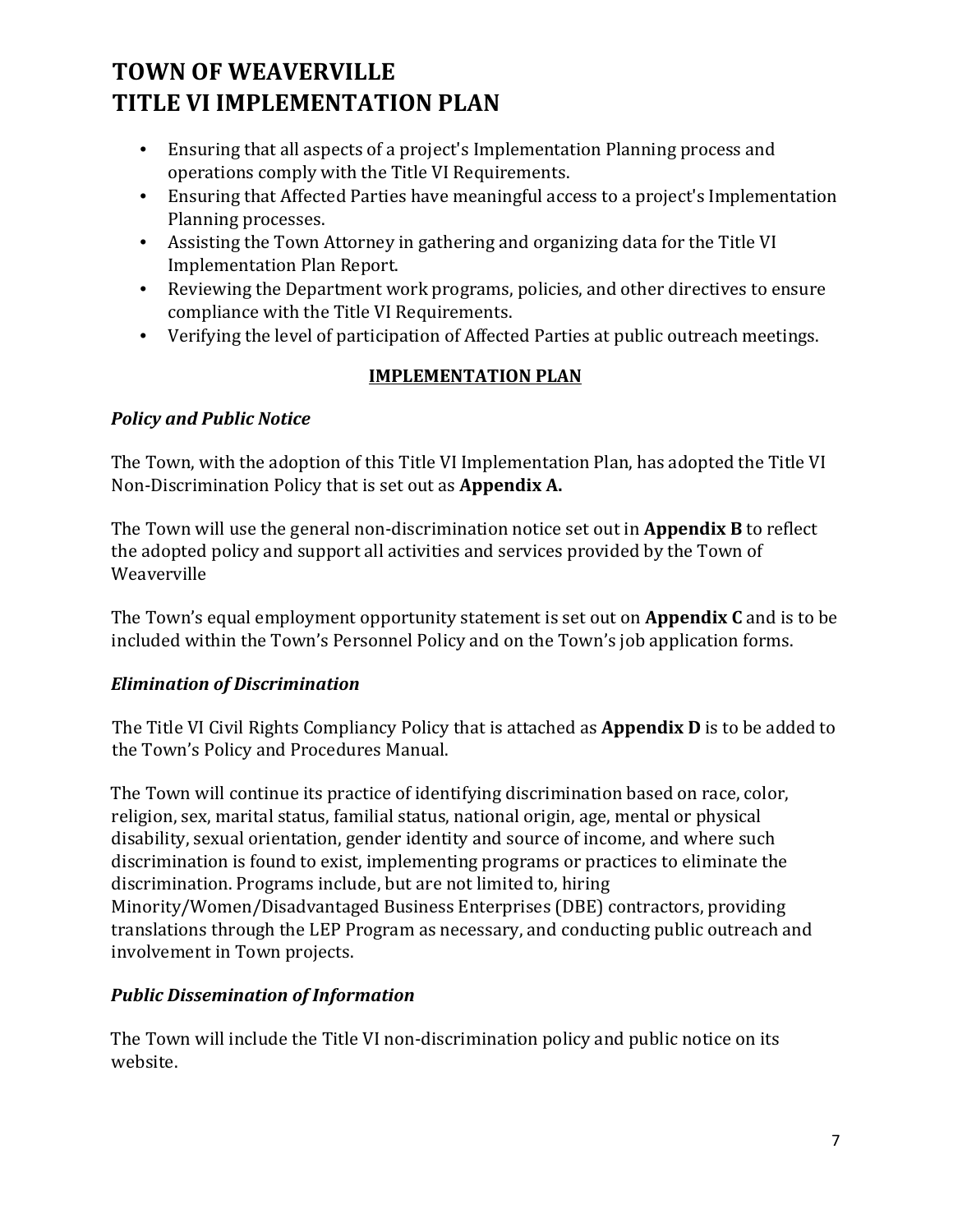- Ensuring that all aspects of a project's Implementation Planning process and operations comply with the Title VI Requirements.
- Ensuring that Affected Parties have meaningful access to a project's Implementation Planning processes.
- Assisting the Town Attorney in gathering and organizing data for the Title VI Implementation Plan Report.
- Reviewing the Department work programs, policies, and other directives to ensure compliance with the Title VI Requirements.
- Verifying the level of participation of Affected Parties at public outreach meetings.

## IMPLEMENTATION PLAN

### *Policy and Public Notice*

The Town, with the adoption of this Title VI Implementation Plan, has adopted the Title VI Non-Discrimination Policy that is set out as **Appendix A.**

The Town will use the general non-discrimination notice set out in **Appendix B** to reflect the adopted policy and support all activities and services provided by the Town of Weaverville

The Town's equal employment opportunity statement is set out on **Appendix C** and is to be included within the Town's Personnel Policy and on the Town's job application forms.

### *Elimination of Discrimination*

The Title VI Civil Rights Compliancy Policy that is attached as **Appendix D** is to be added to the Town's Policy and Procedures Manual.

The Town will continue its practice of identifying discrimination based on race, color, religion, sex, marital status, familial status, national origin, age, mental or physical disability, sexual orientation, gender identity and source of income, and where such discrimination is found to exist, implementing programs or practices to eliminate the discrimination. Programs include, but are not limited to, hiring Minority/Women/Disadvantaged Business Enterprises (DBE) contractors, providing translations through the LEP Program as necessary, and conducting public outreach and involvement in Town projects.

### *Public Dissemination of Information*

The Town will include the Title VI non-discrimination policy and public notice on its website.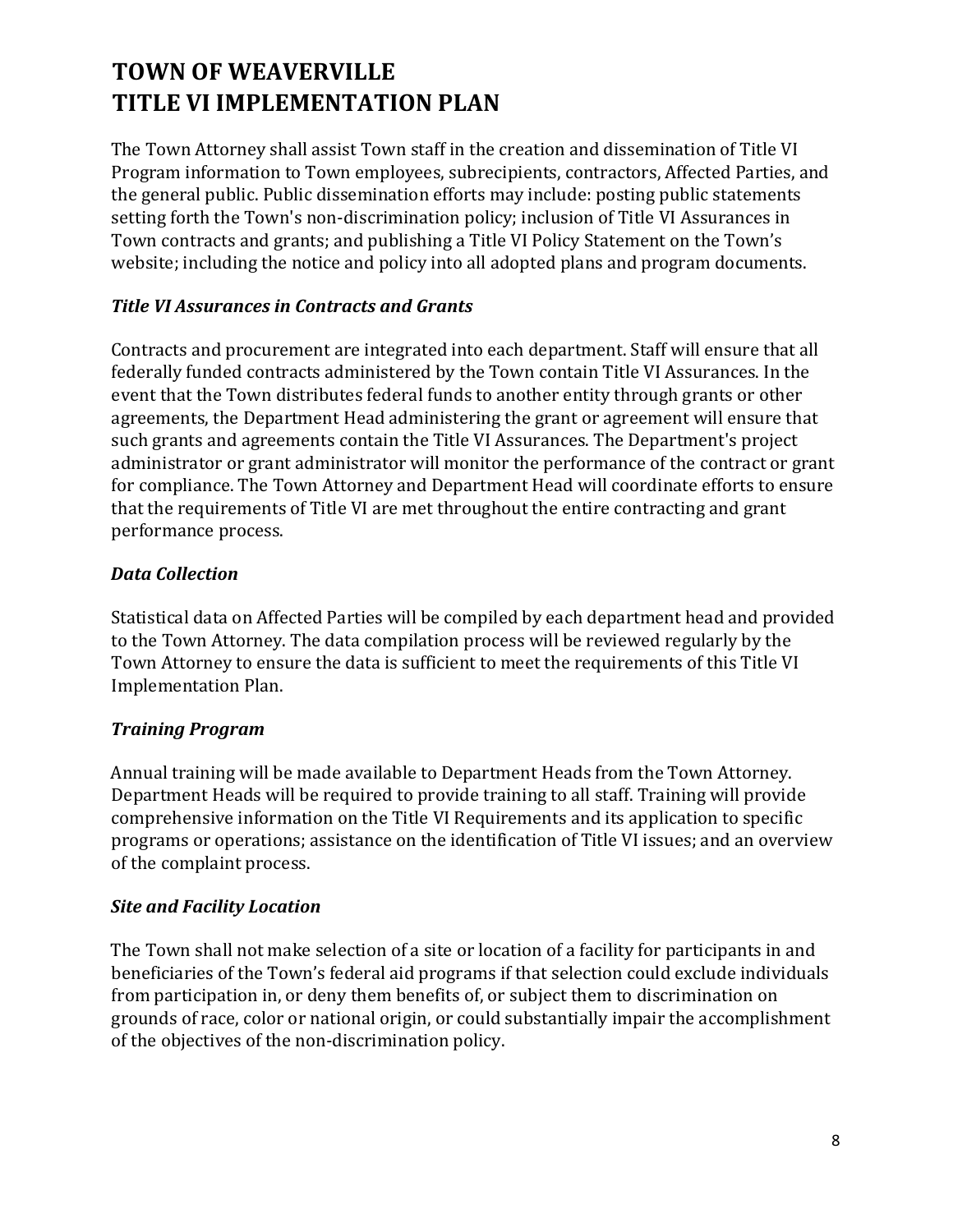# TOWN OF WEAVERVILLE
# TITLE VI IMPLEMENTATION PLAN

The Town Attorney shall assist Town staff in the creation and dissemination of Title VI Program information to Town employees, subrecipients, contractors, Affected Parties, and the general public. Public dissemination efforts may include: posting public statements setting forth the Town's non-discrimination policy; inclusion of Title VI Assurances in Town contracts and grants; and publishing a Title VI Policy Statement on the Town's website; including the notice and policy into all adopted plans and program documents.

### *Title VI Assurances in Contracts and Grants*

Contracts and procurement are integrated into each department. Staff will ensure that all federally funded contracts administered by the Town contain Title VI Assurances. In the event that the Town distributes federal funds to another entity through grants or other agreements, the Department Head administering the grant or agreement will ensure that such grants and agreements contain the Title VI Assurances. The Department's project administrator or grant administrator will monitor the performance of the contract or grant for compliance. The Town Attorney and Department Head will coordinate efforts to ensure that the requirements of Title VI are met throughout the entire contracting and grant performance process.

### *Data Collection*

Statistical data on Affected Parties will be compiled by each department head and provided to the Town Attorney. The data compilation process will be reviewed regularly by the Town Attorney to ensure the data is sufficient to meet the requirements of this Title VI Implementation Plan.

### *Training Program*

Annual training will be made available to Department Heads from the Town Attorney. Department Heads will be required to provide training to all staff. Training will provide comprehensive information on the Title VI Requirements and its application to specific programs or operations; assistance on the identification of Title VI issues; and an overview of the complaint process.

### *Site and Facility Location*

The Town shall not make selection of a site or location of a facility for participants in and beneficiaries of the Town's federal aid programs if that selection could exclude individuals from participation in, or deny them benefits of, or subject them to discrimination on grounds of race, color or national origin, or could substantially impair the accomplishment of the objectives of the non-discrimination policy.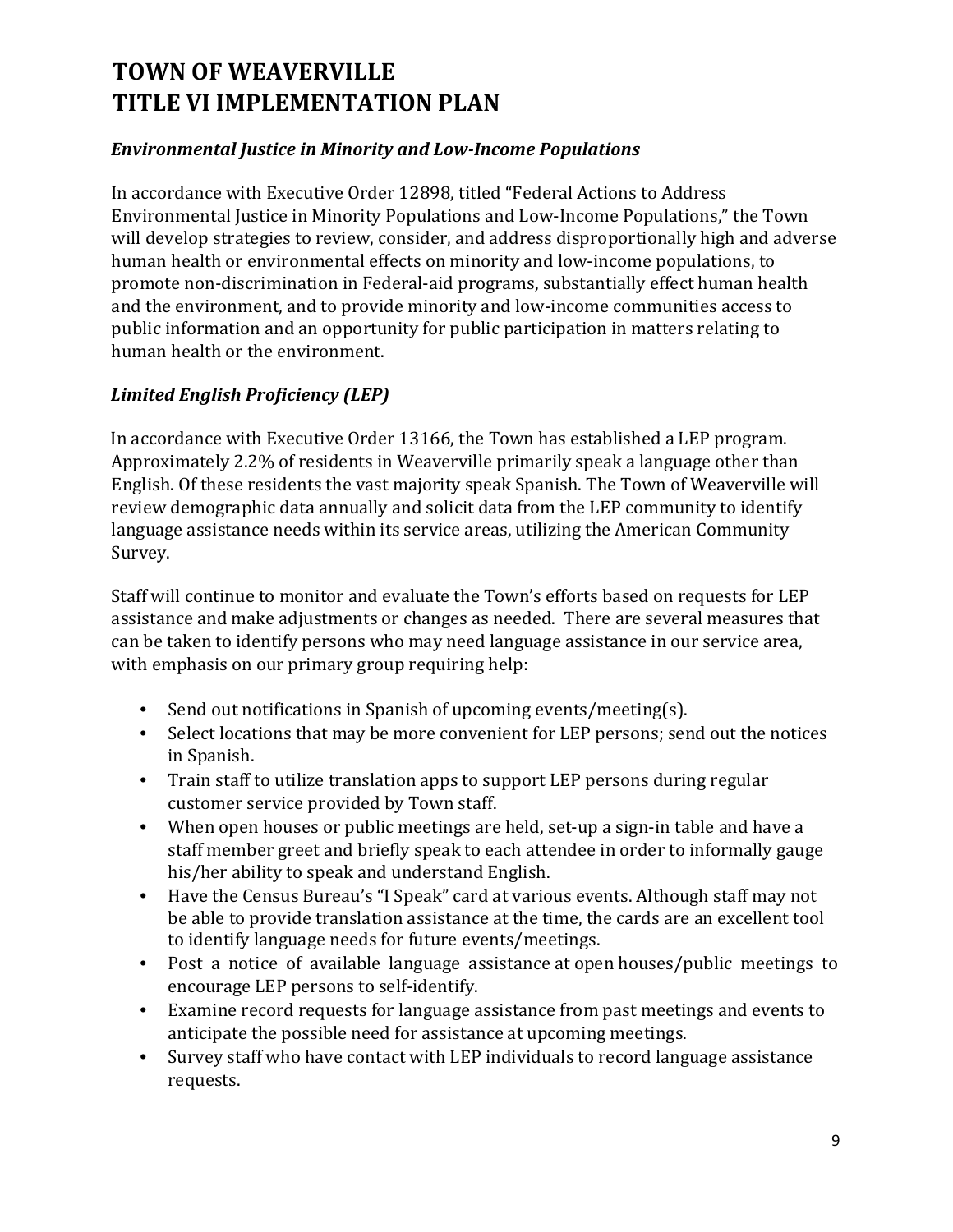# TOWN OF WEAVERVILLE
# TITLE VI IMPLEMENTATION PLAN

### *Environmental Justice in Minority and Low-Income Populations*

In accordance with Executive Order 12898, titled "Federal Actions to Address Environmental Justice in Minority Populations and Low-Income Populations," the Town will develop strategies to review, consider, and address disproportionally high and adverse human health or environmental effects on minority and low-income populations, to promote non-discrimination in Federal-aid programs, substantially effect human health and the environment, and to provide minority and low-income communities access to public information and an opportunity for public participation in matters relating to human health or the environment.

### *Limited English Proficiency (LEP)*

In accordance with Executive Order 13166, the Town has established a LEP program. Approximately 2.2% of residents in Weaverville primarily speak a language other than English. Of these residents the vast majority speak Spanish. The Town of Weaverville will review demographic data annually and solicit data from the LEP community to identify language assistance needs within its service areas, utilizing the American Community Survey.

Staff will continue to monitor and evaluate the Town's efforts based on requests for LEP assistance and make adjustments or changes as needed. There are several measures that can be taken to identify persons who may need language assistance in our service area, with emphasis on our primary group requiring help:

- Send out notifications in Spanish of upcoming events/meeting(s).
- Select locations that may be more convenient for LEP persons; send out the notices in Spanish.
- Train staff to utilize translation apps to support LEP persons during regular customer service provided by Town staff.
- When open houses or public meetings are held, set-up a sign-in table and have a staff member greet and briefly speak to each attendee in order to informally gauge his/her ability to speak and understand English.
- Have the Census Bureau's "I Speak" card at various events. Although staff may not be able to provide translation assistance at the time, the cards are an excellent tool to identify language needs for future events/meetings.
- Post a notice of available language assistance at open houses/public meetings to encourage LEP persons to self-identify.
- Examine record requests for language assistance from past meetings and events to anticipate the possible need for assistance at upcoming meetings.
- Survey staff who have contact with LEP individuals to record language assistance requests.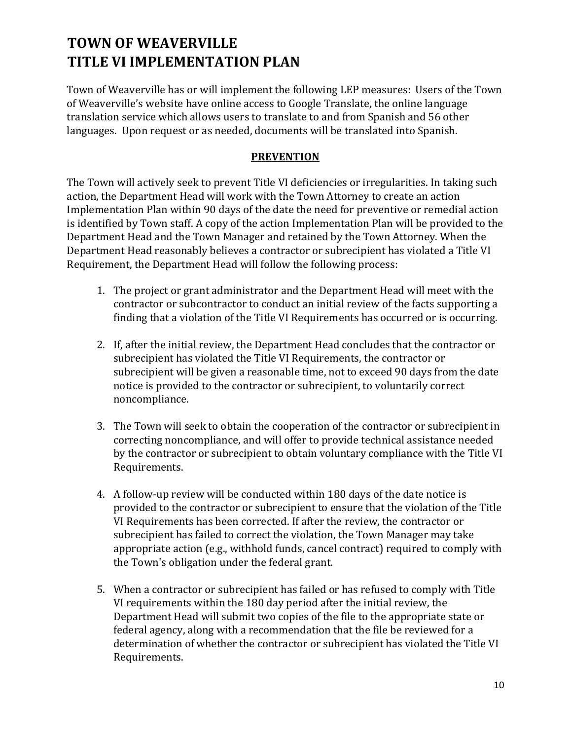# TOWN OF WEAVERVILLE
# TITLE VI IMPLEMENTATION PLAN

Town of Weaverville has or will implement the following LEP measures: Users of the Town of Weaverville's website have online access to Google Translate, the online language translation service which allows users to translate to and from Spanish and 56 other languages. Upon request or as needed, documents will be translated into Spanish.

## PREVENTION

The Town will actively seek to prevent Title VI deficiencies or irregularities. In taking such action, the Department Head will work with the Town Attorney to create an action Implementation Plan within 90 days of the date the need for preventive or remedial action is identified by Town staff. A copy of the action Implementation Plan will be provided to the Department Head and the Town Manager and retained by the Town Attorney. When the Department Head reasonably believes a contractor or subrecipient has violated a Title VI Requirement, the Department Head will follow the following process:

1. The project or grant administrator and the Department Head will meet with the contractor or subcontractor to conduct an initial review of the facts supporting a finding that a violation of the Title VI Requirements has occurred or is occurring.

2. If, after the initial review, the Department Head concludes that the contractor or subrecipient has violated the Title VI Requirements, the contractor or subrecipient will be given a reasonable time, not to exceed 90 days from the date notice is provided to the contractor or subrecipient, to voluntarily correct noncompliance.

3. The Town will seek to obtain the cooperation of the contractor or subrecipient in correcting noncompliance, and will offer to provide technical assistance needed by the contractor or subrecipient to obtain voluntary compliance with the Title VI Requirements.

4. A follow-up review will be conducted within 180 days of the date notice is provided to the contractor or subrecipient to ensure that the violation of the Title VI Requirements has been corrected. If after the review, the contractor or subrecipient has failed to correct the violation, the Town Manager may take appropriate action (e.g., withhold funds, cancel contract) required to comply with the Town's obligation under the federal grant.

5. When a contractor or subrecipient has failed or has refused to comply with Title VI requirements within the 180 day period after the initial review, the Department Head will submit two copies of the file to the appropriate state or federal agency, along with a recommendation that the file be reviewed for a determination of whether the contractor or subrecipient has violated the Title VI Requirements.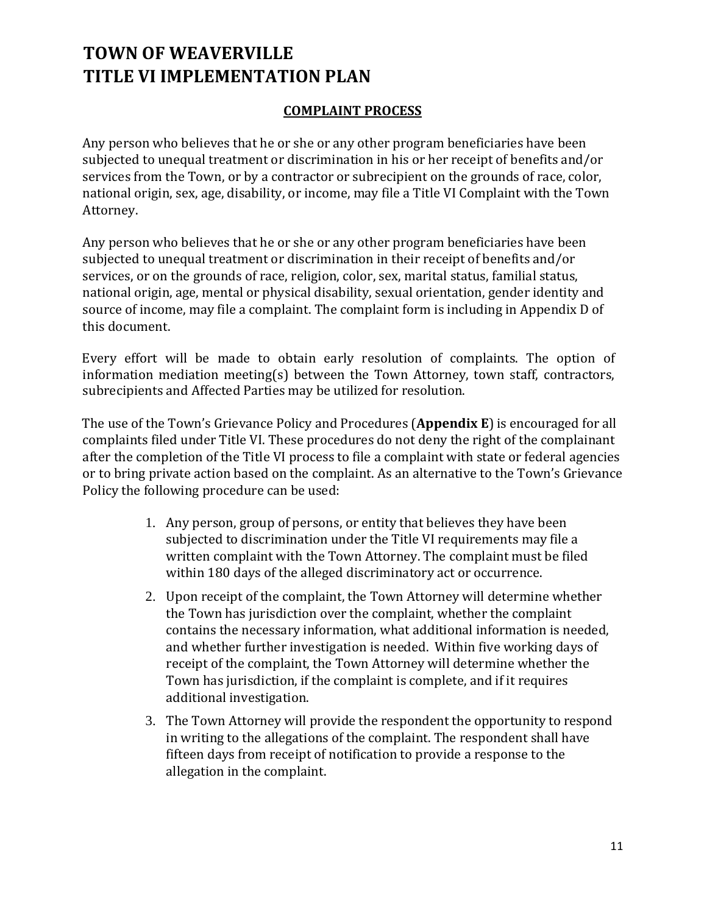# TOWN OF WEAVERVILLE
# TITLE VI IMPLEMENTATION PLAN

## COMPLAINT PROCESS

Any person who believes that he or she or any other program beneficiaries have been subjected to unequal treatment or discrimination in his or her receipt of benefits and/or services from the Town, or by a contractor or subrecipient on the grounds of race, color, national origin, sex, age, disability, or income, may file a Title VI Complaint with the Town Attorney.

Any person who believes that he or she or any other program beneficiaries have been subjected to unequal treatment or discrimination in their receipt of benefits and/or services, or on the grounds of race, religion, color, sex, marital status, familial status, national origin, age, mental or physical disability, sexual orientation, gender identity and source of income, may file a complaint. The complaint form is including in Appendix D of this document.

Every effort will be made to obtain early resolution of complaints. The option of information mediation meeting(s) between the Town Attorney, town staff, contractors, subrecipients and Affected Parties may be utilized for resolution.

The use of the Town's Grievance Policy and Procedures (**Appendix E**) is encouraged for all complaints filed under Title VI. These procedures do not deny the right of the complainant after the completion of the Title VI process to file a complaint with state or federal agencies or to bring private action based on the complaint. As an alternative to the Town's Grievance Policy the following procedure can be used:

1. Any person, group of persons, or entity that believes they have been subjected to discrimination under the Title VI requirements may file a written complaint with the Town Attorney. The complaint must be filed within 180 days of the alleged discriminatory act or occurrence.
2. Upon receipt of the complaint, the Town Attorney will determine whether the Town has jurisdiction over the complaint, whether the complaint contains the necessary information, what additional information is needed, and whether further investigation is needed. Within five working days of receipt of the complaint, the Town Attorney will determine whether the Town has jurisdiction, if the complaint is complete, and if it requires additional investigation.
3. The Town Attorney will provide the respondent the opportunity to respond in writing to the allegations of the complaint. The respondent shall have fifteen days from receipt of notification to provide a response to the allegation in the complaint.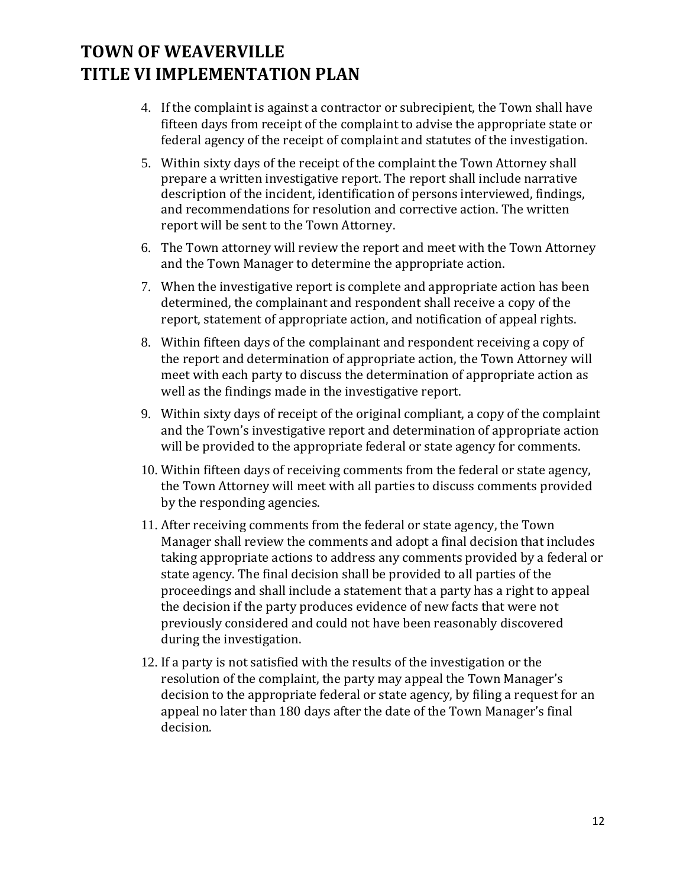4. If the complaint is against a contractor or subrecipient, the Town shall have fifteen days from receipt of the complaint to advise the appropriate state or federal agency of the receipt of complaint and statutes of the investigation.
5. Within sixty days of the receipt of the complaint the Town Attorney shall prepare a written investigative report. The report shall include narrative description of the incident, identification of persons interviewed, findings, and recommendations for resolution and corrective action. The written report will be sent to the Town Attorney.
6. The Town attorney will review the report and meet with the Town Attorney and the Town Manager to determine the appropriate action.
7. When the investigative report is complete and appropriate action has been determined, the complainant and respondent shall receive a copy of the report, statement of appropriate action, and notification of appeal rights.
8. Within fifteen days of the complainant and respondent receiving a copy of the report and determination of appropriate action, the Town Attorney will meet with each party to discuss the determination of appropriate action as well as the findings made in the investigative report.
9. Within sixty days of receipt of the original compliant, a copy of the complaint and the Town's investigative report and determination of appropriate action will be provided to the appropriate federal or state agency for comments.
10. Within fifteen days of receiving comments from the federal or state agency, the Town Attorney will meet with all parties to discuss comments provided by the responding agencies.
11. After receiving comments from the federal or state agency, the Town Manager shall review the comments and adopt a final decision that includes taking appropriate actions to address any comments provided by a federal or state agency. The final decision shall be provided to all parties of the proceedings and shall include a statement that a party has a right to appeal the decision if the party produces evidence of new facts that were not previously considered and could not have been reasonably discovered during the investigation.
12. If a party is not satisfied with the results of the investigation or the resolution of the complaint, the party may appeal the Town Manager's decision to the appropriate federal or state agency, by filing a request for an appeal no later than 180 days after the date of the Town Manager's final decision.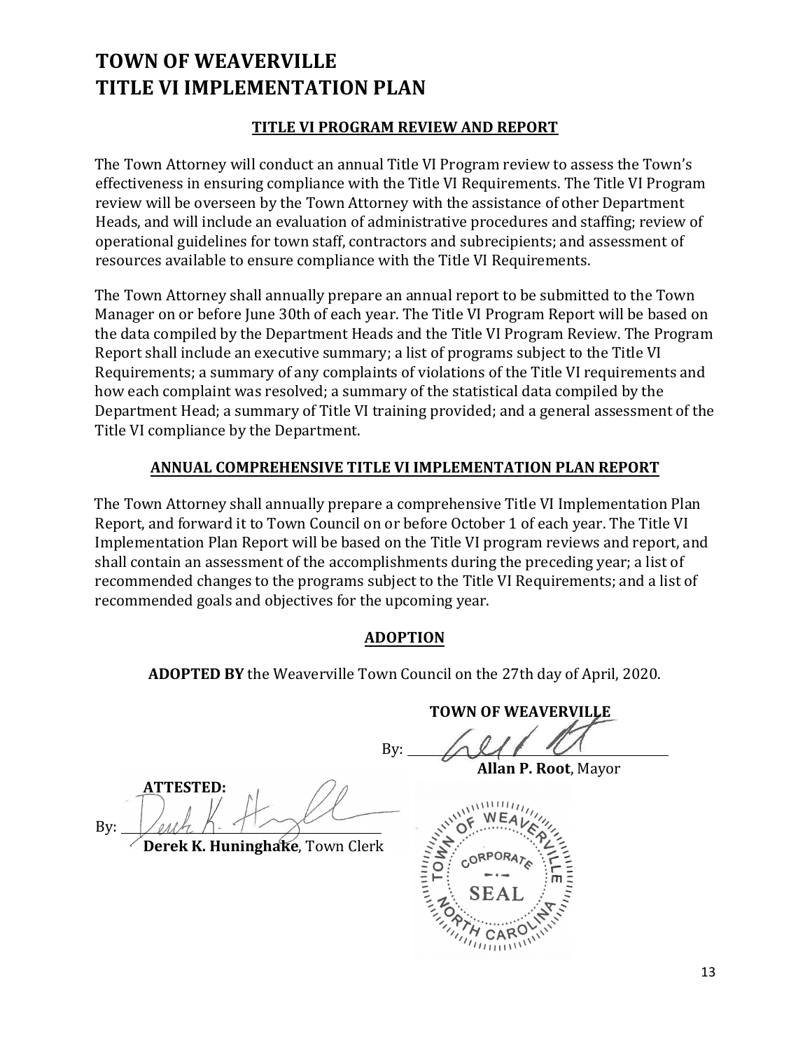# TOWN OF WEAVERVILLE
# TITLE VI IMPLEMENTATION PLAN

## TITLE VI PROGRAM REVIEW AND REPORT

The Town Attorney will conduct an annual Title VI Program review to assess the Town's effectiveness in ensuring compliance with the Title VI Requirements. The Title VI Program review will be overseen by the Town Attorney with the assistance of other Department Heads, and will include an evaluation of administrative procedures and staffing; review of operational guidelines for town staff, contractors and subrecipients; and assessment of resources available to ensure compliance with the Title VI Requirements.

The Town Attorney shall annually prepare an annual report to be submitted to the Town Manager on or before June 30th of each year. The Title VI Program Report will be based on the data compiled by the Department Heads and the Title VI Program Review. The Program Report shall include an executive summary; a list of programs subject to the Title VI Requirements; a summary of any complaints of violations of the Title VI requirements and how each complaint was resolved; a summary of the statistical data compiled by the Department Head; a summary of Title VI training provided; and a general assessment of the Title VI compliance by the Department.

## ANNUAL COMPREHENSIVE TITLE VI IMPLEMENTATION PLAN REPORT

The Town Attorney shall annually prepare a comprehensive Title VI Implementation Plan Report, and forward it to Town Council on or before October 1 of each year. The Title VI Implementation Plan Report will be based on the Title VI program reviews and report, and shall contain an assessment of the accomplishments during the preceding year; a list of recommended changes to the programs subject to the Title VI Requirements; and a list of recommended goals and objectives for the upcoming year.

## ADOPTION

**ADOPTED BY** the Weaverville Town Council on the 27th day of April, 2020.

**TOWN OF WEAVERVILLE**

By: ______________________
**Allan P. Root**, Mayor

**ATTESTED:**

By: ______________________
**Derek K. Huninghake**, Town Clerk

TOWN OF WEAVERVILLE CORPORATE SEAL NORTH CAROLINA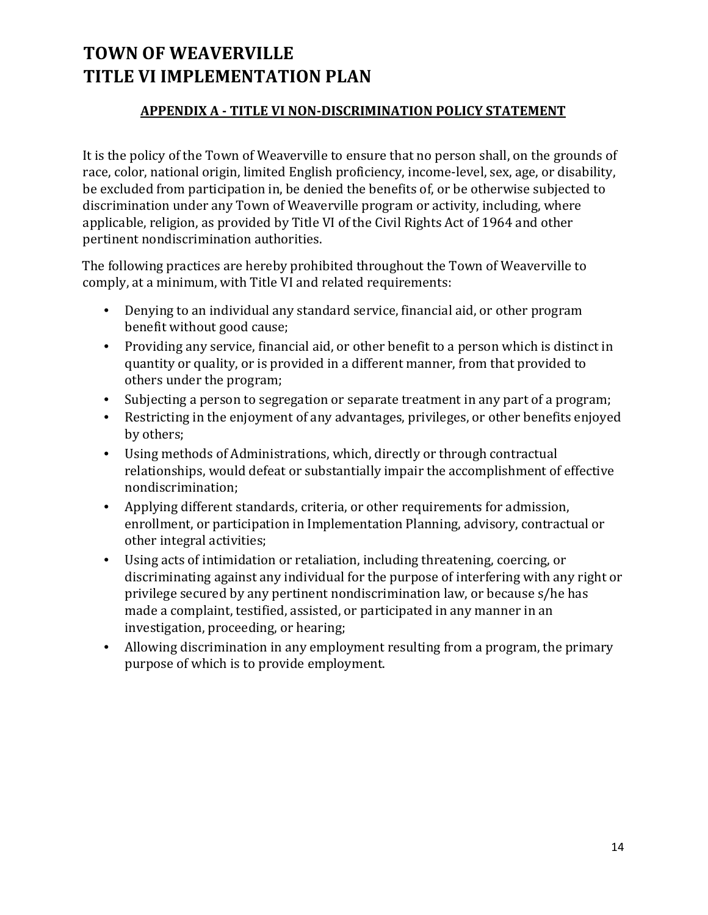# TOWN OF WEAVERVILLE
# TITLE VI IMPLEMENTATION PLAN

## APPENDIX A - TITLE VI NON-DISCRIMINATION POLICY STATEMENT

It is the policy of the Town of Weaverville to ensure that no person shall, on the grounds of race, color, national origin, limited English proficiency, income-level, sex, age, or disability, be excluded from participation in, be denied the benefits of, or be otherwise subjected to discrimination under any Town of Weaverville program or activity, including, where applicable, religion, as provided by Title VI of the Civil Rights Act of 1964 and other pertinent nondiscrimination authorities.

The following practices are hereby prohibited throughout the Town of Weaverville to comply, at a minimum, with Title VI and related requirements:

- Denying to an individual any standard service, financial aid, or other program benefit without good cause;
- Providing any service, financial aid, or other benefit to a person which is distinct in quantity or quality, or is provided in a different manner, from that provided to others under the program;
- Subjecting a person to segregation or separate treatment in any part of a program;
- Restricting in the enjoyment of any advantages, privileges, or other benefits enjoyed by others;
- Using methods of Administrations, which, directly or through contractual relationships, would defeat or substantially impair the accomplishment of effective nondiscrimination;
- Applying different standards, criteria, or other requirements for admission, enrollment, or participation in Implementation Planning, advisory, contractual or other integral activities;
- Using acts of intimidation or retaliation, including threatening, coercing, or discriminating against any individual for the purpose of interfering with any right or privilege secured by any pertinent nondiscrimination law, or because s/he has made a complaint, testified, assisted, or participated in any manner in an investigation, proceeding, or hearing;
- Allowing discrimination in any employment resulting from a program, the primary purpose of which is to provide employment.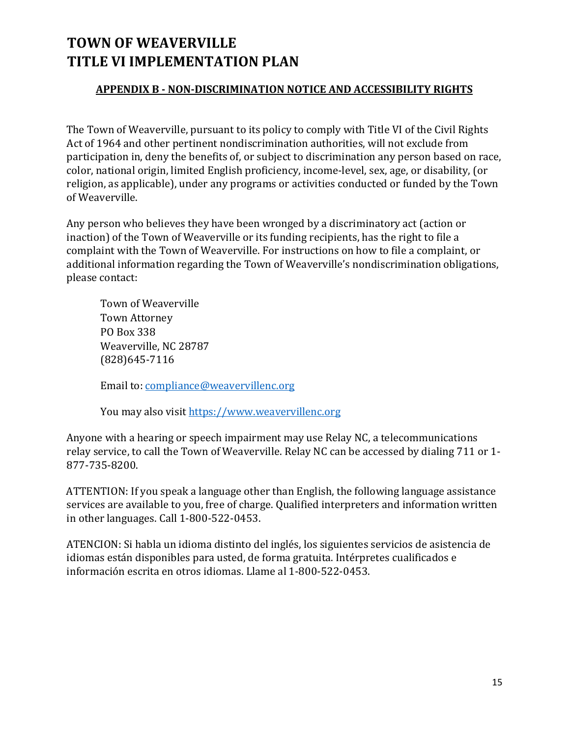# TOWN OF WEAVERVILLE
# TITLE VI IMPLEMENTATION PLAN

## APPENDIX B - NON-DISCRIMINATION NOTICE AND ACCESSIBILITY RIGHTS

The Town of Weaverville, pursuant to its policy to comply with Title VI of the Civil Rights Act of 1964 and other pertinent nondiscrimination authorities, will not exclude from participation in, deny the benefits of, or subject to discrimination any person based on race, color, national origin, limited English proficiency, income-level, sex, age, or disability, (or religion, as applicable), under any programs or activities conducted or funded by the Town of Weaverville.

Any person who believes they have been wronged by a discriminatory act (action or inaction) of the Town of Weaverville or its funding recipients, has the right to file a complaint with the Town of Weaverville. For instructions on how to file a complaint, or additional information regarding the Town of Weaverville's nondiscrimination obligations, please contact:

Town of Weaverville
Town Attorney
PO Box 338
Weaverville, NC 28787
(828)645-7116

Email to: compliance@weavervillenc.org

You may also visit https://www.weavervillenc.org

Anyone with a hearing or speech impairment may use Relay NC, a telecommunications relay service, to call the Town of Weaverville. Relay NC can be accessed by dialing 711 or 1-877-735-8200.

ATTENTION: If you speak a language other than English, the following language assistance services are available to you, free of charge. Qualified interpreters and information written in other languages. Call 1-800-522-0453.

ATENCION: Si habla un idioma distinto del inglés, los siguientes servicios de asistencia de idiomas están disponibles para usted, de forma gratuita. Intérpretes cualificados e información escrita en otros idiomas. Llame al 1-800-522-0453.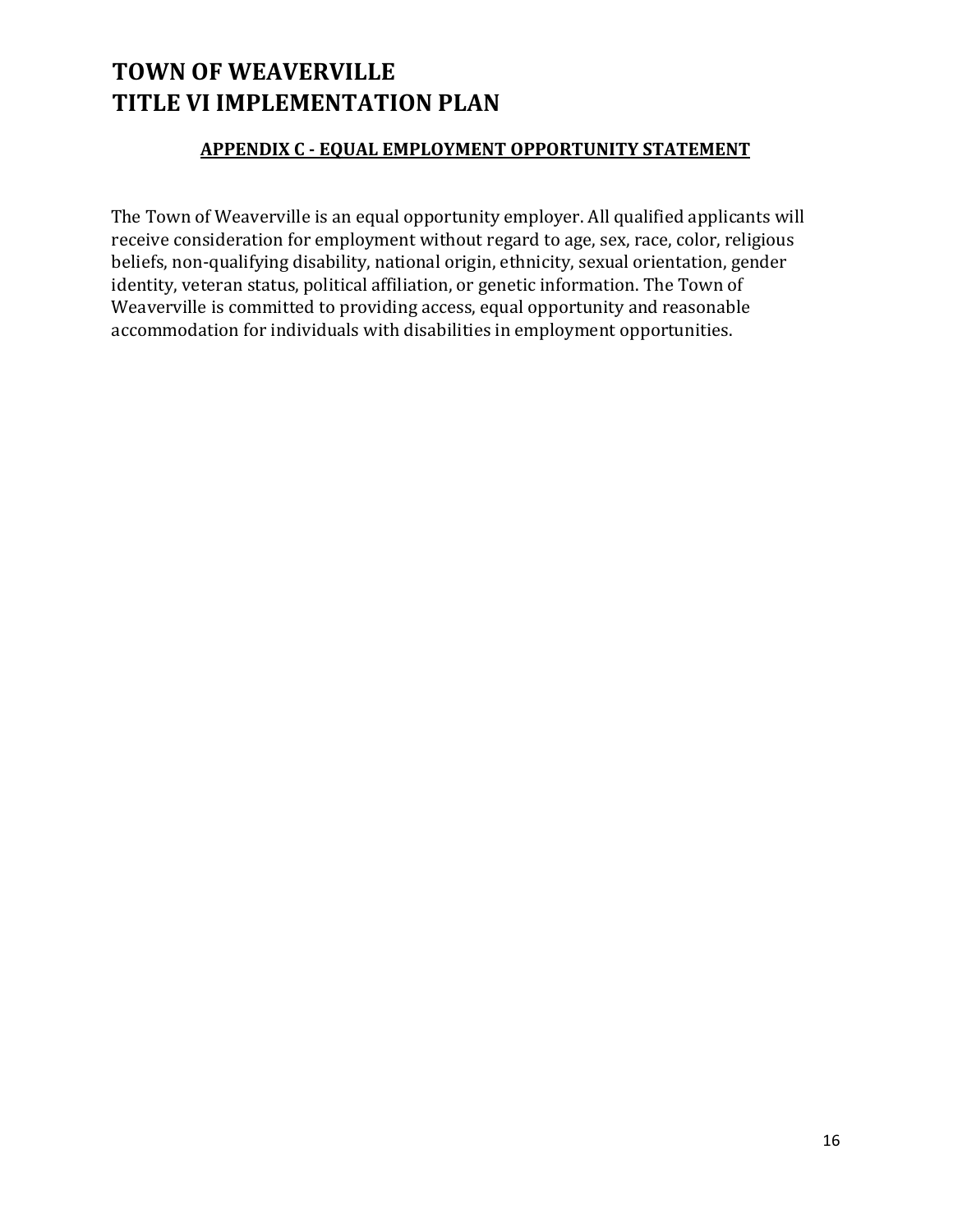# TOWN OF WEAVERVILLE
# TITLE VI IMPLEMENTATION PLAN

## APPENDIX C - EQUAL EMPLOYMENT OPPORTUNITY STATEMENT

The Town of Weaverville is an equal opportunity employer. All qualified applicants will receive consideration for employment without regard to age, sex, race, color, religious beliefs, non-qualifying disability, national origin, ethnicity, sexual orientation, gender identity, veteran status, political affiliation, or genetic information. The Town of Weaverville is committed to providing access, equal opportunity and reasonable accommodation for individuals with disabilities in employment opportunities.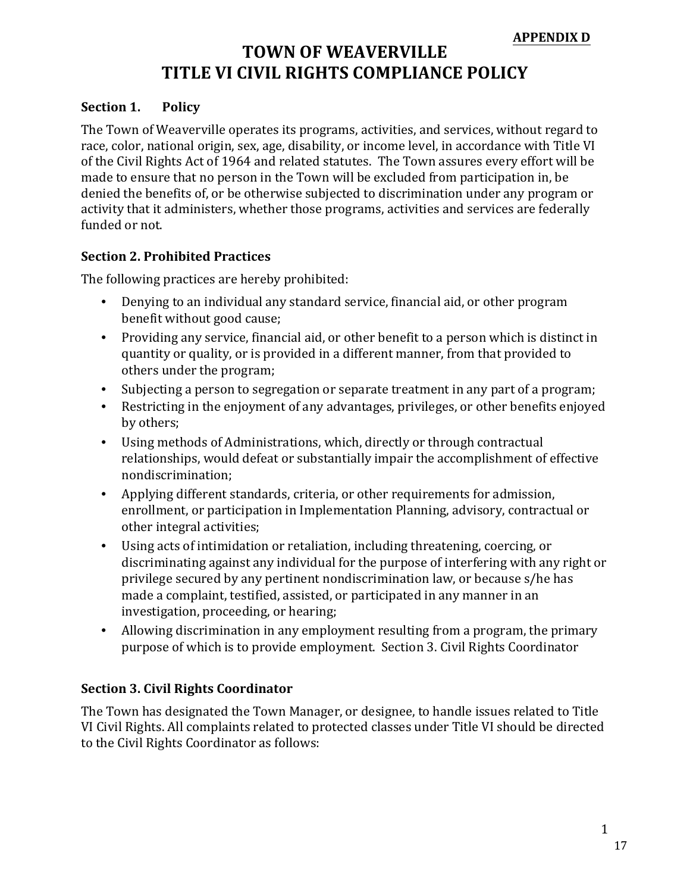**APPENDIX D**

# TOWN OF WEAVERVILLE
# TITLE VI CIVIL RIGHTS COMPLIANCE POLICY

## Section 1. Policy

The Town of Weaverville operates its programs, activities, and services, without regard to race, color, national origin, sex, age, disability, or income level, in accordance with Title VI of the Civil Rights Act of 1964 and related statutes. The Town assures every effort will be made to ensure that no person in the Town will be excluded from participation in, be denied the benefits of, or be otherwise subjected to discrimination under any program or activity that it administers, whether those programs, activities and services are federally funded or not.

## Section 2. Prohibited Practices

The following practices are hereby prohibited:

- Denying to an individual any standard service, financial aid, or other program benefit without good cause;
- Providing any service, financial aid, or other benefit to a person which is distinct in quantity or quality, or is provided in a different manner, from that provided to others under the program;
- Subjecting a person to segregation or separate treatment in any part of a program;
- Restricting in the enjoyment of any advantages, privileges, or other benefits enjoyed by others;
- Using methods of Administrations, which, directly or through contractual relationships, would defeat or substantially impair the accomplishment of effective nondiscrimination;
- Applying different standards, criteria, or other requirements for admission, enrollment, or participation in Implementation Planning, advisory, contractual or other integral activities;
- Using acts of intimidation or retaliation, including threatening, coercing, or discriminating against any individual for the purpose of interfering with any right or privilege secured by any pertinent nondiscrimination law, or because s/he has made a complaint, testified, assisted, or participated in any manner in an investigation, proceeding, or hearing;
- Allowing discrimination in any employment resulting from a program, the primary purpose of which is to provide employment. Section 3. Civil Rights Coordinator

## Section 3. Civil Rights Coordinator

The Town has designated the Town Manager, or designee, to handle issues related to Title VI Civil Rights. All complaints related to protected classes under Title VI should be directed to the Civil Rights Coordinator as follows: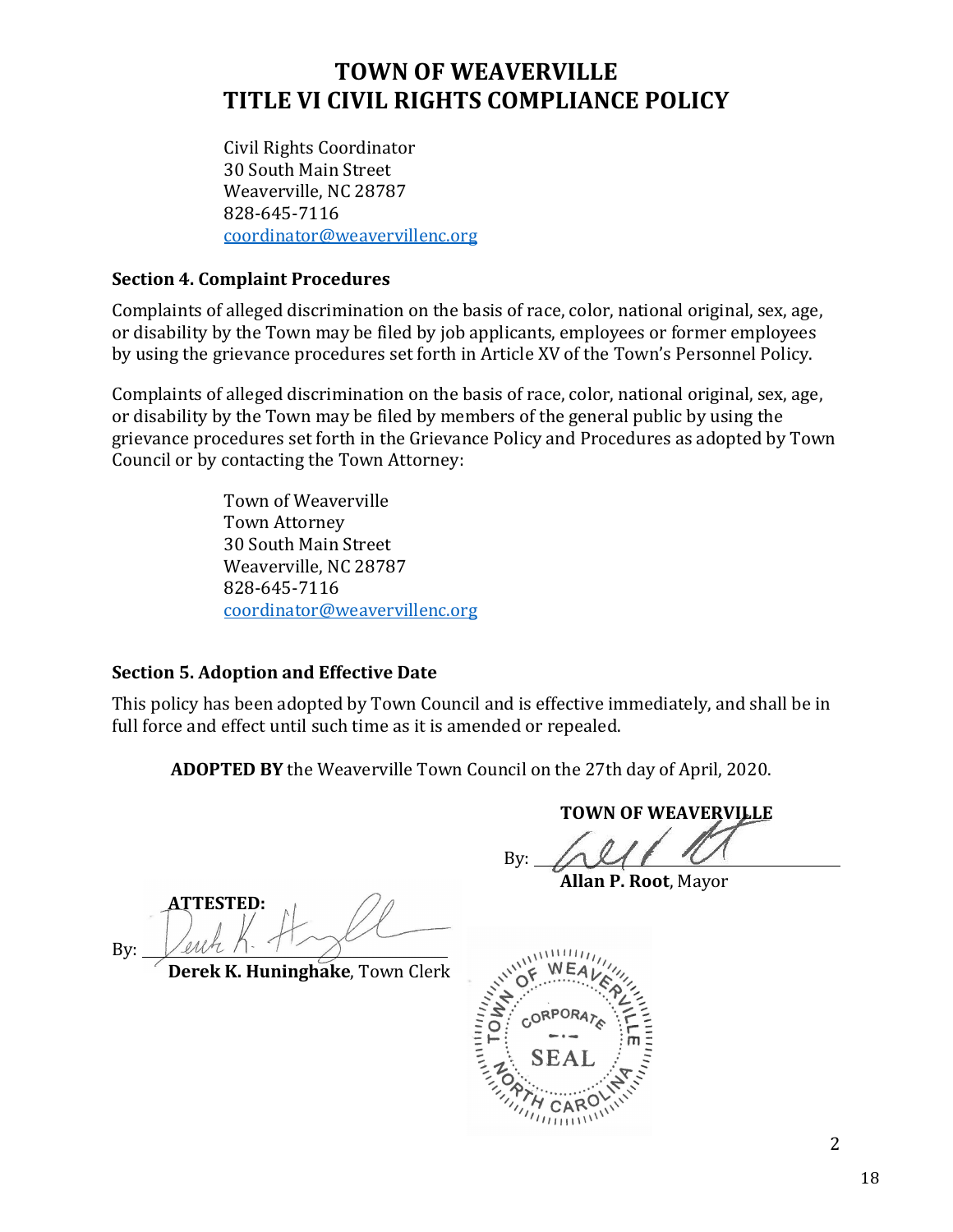# TOWN OF WEAVERVILLE
# TITLE VI CIVIL RIGHTS COMPLIANCE POLICY

Civil Rights Coordinator
30 South Main Street
Weaverville, NC 28787
828-645-7116
coordinator@weavervillenc.org

### Section 4. Complaint Procedures

Complaints of alleged discrimination on the basis of race, color, national original, sex, age, or disability by the Town may be filed by job applicants, employees or former employees by using the grievance procedures set forth in Article XV of the Town's Personnel Policy.

Complaints of alleged discrimination on the basis of race, color, national original, sex, age, or disability by the Town may be filed by members of the general public by using the grievance procedures set forth in the Grievance Policy and Procedures as adopted by Town Council or by contacting the Town Attorney:

Town of Weaverville
Town Attorney
30 South Main Street
Weaverville, NC 28787
828-645-7116
coordinator@weavervillenc.org

### Section 5. Adoption and Effective Date

This policy has been adopted by Town Council and is effective immediately, and shall be in full force and effect until such time as it is amended or repealed.

**ADOPTED BY** the Weaverville Town Council on the 27th day of April, 2020.

**TOWN OF WEAVERVILLE**

By: ______________________
**Allan P. Root**, Mayor

**ATTESTED:**

By: ______________________
**Derek K. Huninghake**, Town Clerk

TOWN OF WEAVERVILLE CORPORATE SEAL NORTH CAROLINA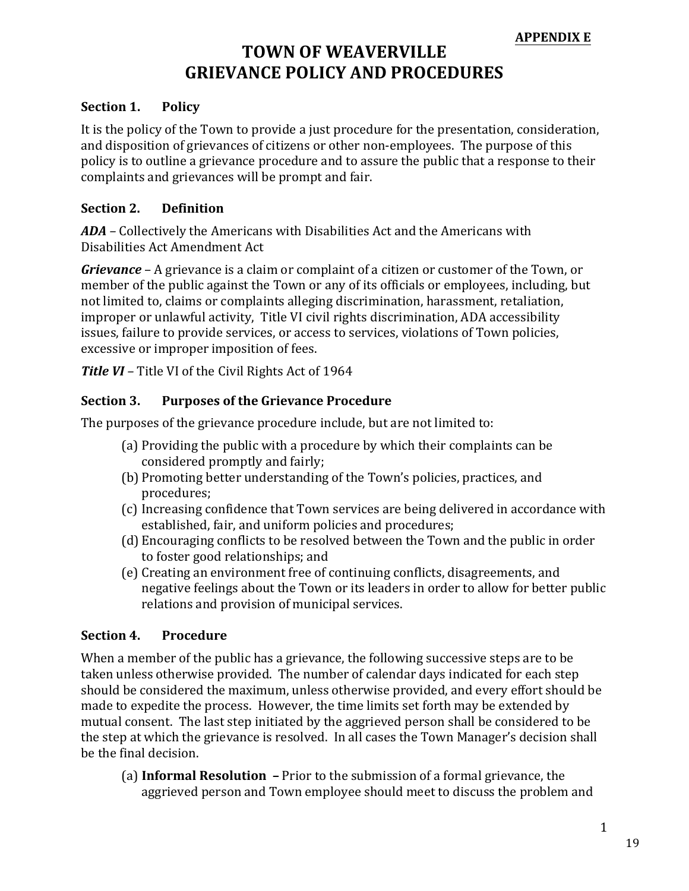**APPENDIX E**

# TOWN OF WEAVERVILLE GRIEVANCE POLICY AND PROCEDURES

### Section 1. Policy

It is the policy of the Town to provide a just procedure for the presentation, consideration, and disposition of grievances of citizens or other non-employees. The purpose of this policy is to outline a grievance procedure and to assure the public that a response to their complaints and grievances will be prompt and fair.

### Section 2. Definition

***ADA*** – Collectively the Americans with Disabilities Act and the Americans with Disabilities Act Amendment Act

***Grievance*** – A grievance is a claim or complaint of a citizen or customer of the Town, or member of the public against the Town or any of its officials or employees, including, but not limited to, claims or complaints alleging discrimination, harassment, retaliation, improper or unlawful activity, Title VI civil rights discrimination, ADA accessibility issues, failure to provide services, or access to services, violations of Town policies, excessive or improper imposition of fees.

***Title VI*** – Title VI of the Civil Rights Act of 1964

### Section 3. Purposes of the Grievance Procedure

The purposes of the grievance procedure include, but are not limited to:

(a) Providing the public with a procedure by which their complaints can be considered promptly and fairly;
(b) Promoting better understanding of the Town's policies, practices, and procedures;
(c) Increasing confidence that Town services are being delivered in accordance with established, fair, and uniform policies and procedures;
(d) Encouraging conflicts to be resolved between the Town and the public in order to foster good relationships; and
(e) Creating an environment free of continuing conflicts, disagreements, and negative feelings about the Town or its leaders in order to allow for better public relations and provision of municipal services.

### Section 4. Procedure

When a member of the public has a grievance, the following successive steps are to be taken unless otherwise provided. The number of calendar days indicated for each step should be considered the maximum, unless otherwise provided, and every effort should be made to expedite the process. However, the time limits set forth may be extended by mutual consent. The last step initiated by the aggrieved person shall be considered to be the step at which the grievance is resolved. In all cases the Town Manager's decision shall be the final decision.

(a) **Informal Resolution –** Prior to the submission of a formal grievance, the aggrieved person and Town employee should meet to discuss the problem and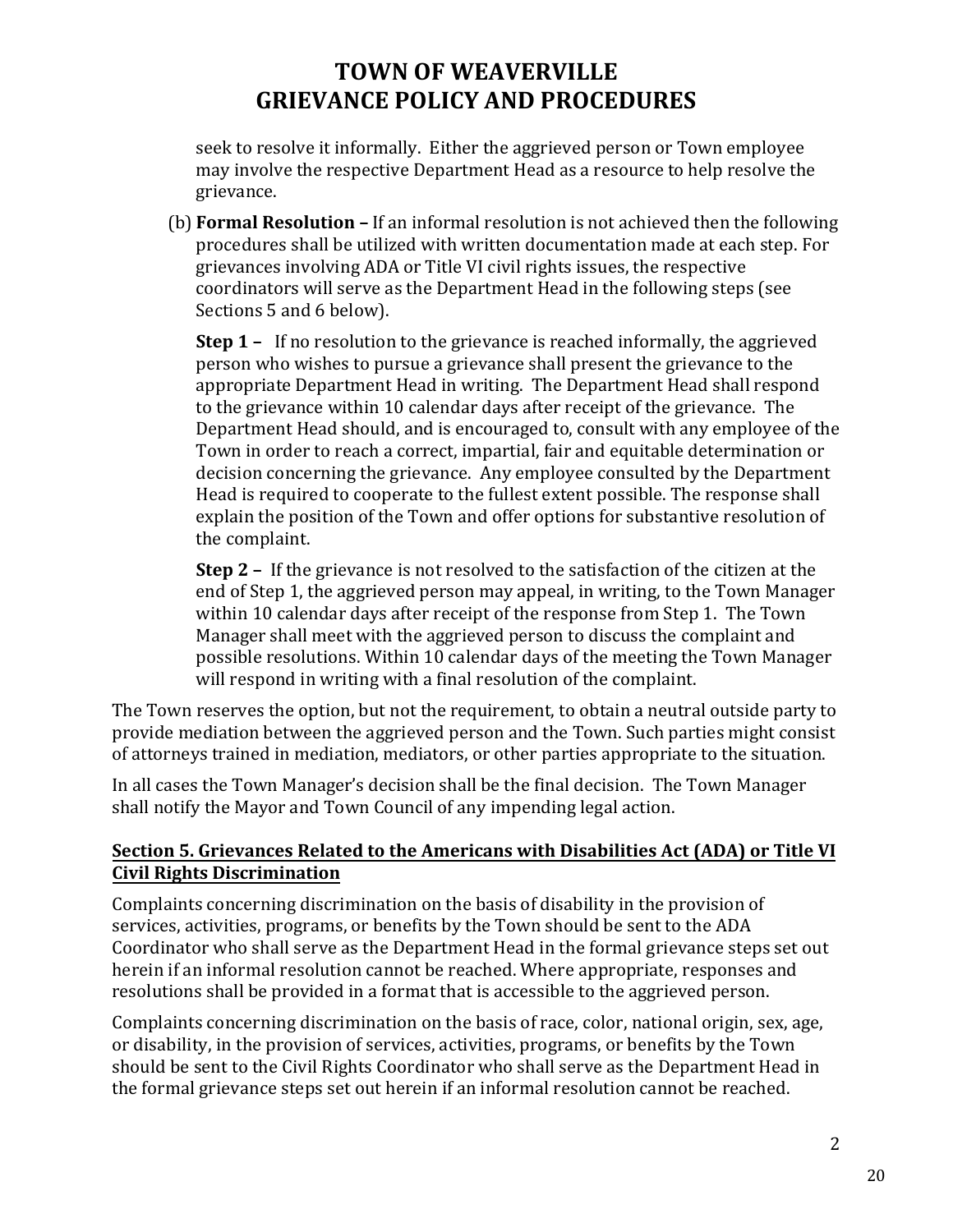seek to resolve it informally. Either the aggrieved person or Town employee may involve the respective Department Head as a resource to help resolve the grievance.

(b) **Formal Resolution –** If an informal resolution is not achieved then the following procedures shall be utilized with written documentation made at each step. For grievances involving ADA or Title VI civil rights issues, the respective coordinators will serve as the Department Head in the following steps (see Sections 5 and 6 below).

**Step 1 –** If no resolution to the grievance is reached informally, the aggrieved person who wishes to pursue a grievance shall present the grievance to the appropriate Department Head in writing. The Department Head shall respond to the grievance within 10 calendar days after receipt of the grievance. The Department Head should, and is encouraged to, consult with any employee of the Town in order to reach a correct, impartial, fair and equitable determination or decision concerning the grievance. Any employee consulted by the Department Head is required to cooperate to the fullest extent possible. The response shall explain the position of the Town and offer options for substantive resolution of the complaint.

**Step 2 –** If the grievance is not resolved to the satisfaction of the citizen at the end of Step 1, the aggrieved person may appeal, in writing, to the Town Manager within 10 calendar days after receipt of the response from Step 1. The Town Manager shall meet with the aggrieved person to discuss the complaint and possible resolutions. Within 10 calendar days of the meeting the Town Manager will respond in writing with a final resolution of the complaint.

The Town reserves the option, but not the requirement, to obtain a neutral outside party to provide mediation between the aggrieved person and the Town. Such parties might consist of attorneys trained in mediation, mediators, or other parties appropriate to the situation.

In all cases the Town Manager's decision shall be the final decision. The Town Manager shall notify the Mayor and Town Council of any impending legal action.

## Section 5. Grievances Related to the Americans with Disabilities Act (ADA) or Title VI Civil Rights Discrimination

Complaints concerning discrimination on the basis of disability in the provision of services, activities, programs, or benefits by the Town should be sent to the ADA Coordinator who shall serve as the Department Head in the formal grievance steps set out herein if an informal resolution cannot be reached. Where appropriate, responses and resolutions shall be provided in a format that is accessible to the aggrieved person.

Complaints concerning discrimination on the basis of race, color, national origin, sex, age, or disability, in the provision of services, activities, programs, or benefits by the Town should be sent to the Civil Rights Coordinator who shall serve as the Department Head in the formal grievance steps set out herein if an informal resolution cannot be reached.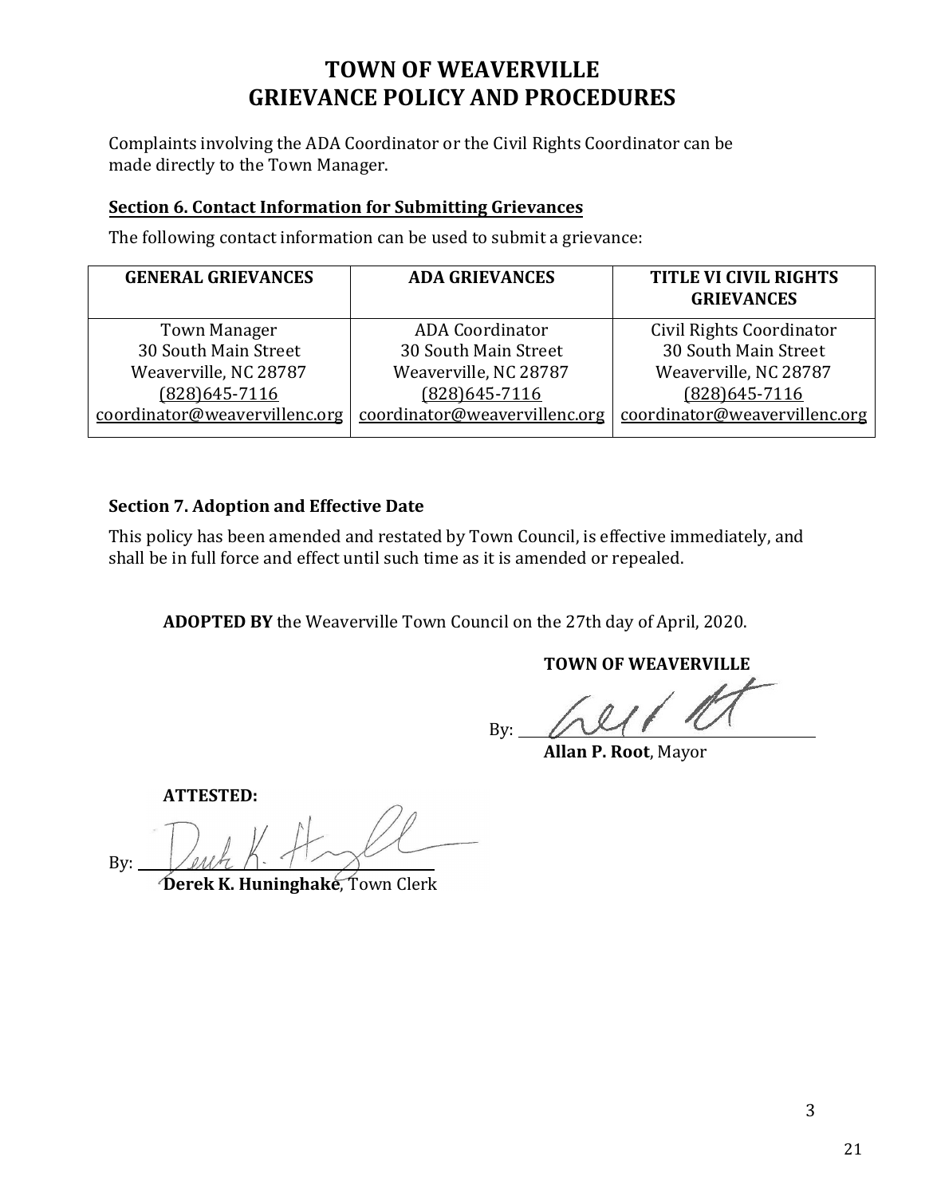# TOWN OF WEAVERVILLE
# GRIEVANCE POLICY AND PROCEDURES

Complaints involving the ADA Coordinator or the Civil Rights Coordinator can be made directly to the Town Manager.

## Section 6. Contact Information for Submitting Grievances

The following contact information can be used to submit a grievance:

| GENERAL GRIEVANCES | ADA GRIEVANCES | TITLE VI CIVIL RIGHTS GRIEVANCES |
|---|---|---|
| Town Manager<br>30 South Main Street<br>Weaverville, NC 28787<br>(828)645-7116<br>coordinator@weavervillenc.org | ADA Coordinator<br>30 South Main Street<br>Weaverville, NC 28787<br>(828)645-7116<br>coordinator@weavervillenc.org | Civil Rights Coordinator<br>30 South Main Street<br>Weaverville, NC 28787<br>(828)645-7116<br>coordinator@weavervillenc.org |

## Section 7. Adoption and Effective Date

This policy has been amended and restated by Town Council, is effective immediately, and shall be in full force and effect until such time as it is amended or repealed.

**ADOPTED BY** the Weaverville Town Council on the 27th day of April, 2020.

**TOWN OF WEAVERVILLE**

By: ______________________________

**Allan P. Root**, Mayor

**ATTESTED:**

By: ______________________________

**Derek K. Huninghake**, Town Clerk